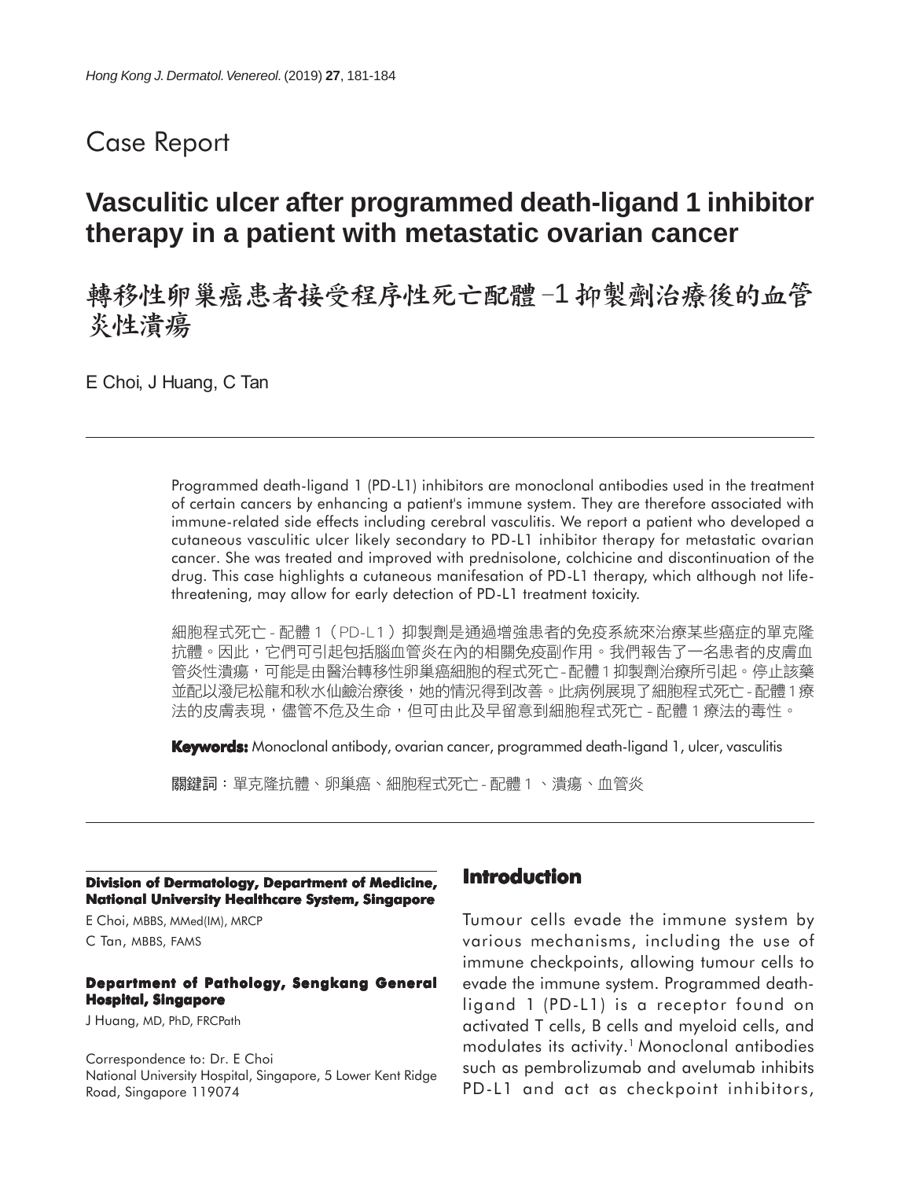# Case Report

## Vasculitic ulcer after programmed death-ligand 1 inhibitor therapy in a patient with metastatic ovarian cancer

## 轉移性卵巢癌患者接受程序性死亡配體-1抑製劑治療後的血管炎性潰瘍

E Choi, J Huang, C Tan

Programmed death-ligand 1 (PD-L1) inhibitors are monoclonal antibodies used in the treatment of certain cancers by enhancing a patient's immune system. They are therefore associated with immune-related side effects including cerebral vasculitis. We report a patient who developed a cutaneous vasculitic ulcer likely secondary to PD-L1 inhibitor therapy for metastatic ovarian cancer. She was treated and improved with prednisolone, colchicine and discontinuation of the drug. This case highlights a cutaneous manifesation of PD-L1 therapy, which although not life-threatening, may allow for early detection of PD-L1 treatment toxicity.

細胞程式死亡-配體1（PD-L1）抑製劑是通過增強患者的免疫系統來治療某些癌症的單克隆抗體。因此，它們可引起包括腦血管炎在內的相關免疫副作用。我們報告了一名患者的皮膚血管炎性潰瘍，可能是由醫治轉移性卵巢癌細胞的程式死亡-配體1抑製劑治療所引起。停止該藥並配以潑尼松龍和秋水仙鹼治療後，她的情況得到改善。此病例展現了細胞程式死亡-配體1療法的皮膚表現，儘管不危及生命，但可由此及早留意到細胞程式死亡-配體1療法的毒性。

**Keywords:** Monoclonal antibody, ovarian cancer, programmed death-ligand 1, ulcer, vasculitis

**關鍵詞**：單克隆抗體、卵巢癌、細胞程式死亡-配體1、潰瘍、血管炎

**Division of Dermatology, Department of Medicine, National University Healthcare System, Singapore**

E Choi, MBBS, MMed(IM), MRCP
C Tan, MBBS, FAMS

**Department of Pathology, Sengkang General Hospital, Singapore**

J Huang, MD, PhD, FRCPath

Correspondence to: Dr. E Choi
National University Hospital, Singapore, 5 Lower Kent Ridge Road, Singapore 119074

## Introduction

Tumour cells evade the immune system by various mechanisms, including the use of immune checkpoints, allowing tumour cells to evade the immune system. Programmed death-ligand 1 (PD-L1) is a receptor found on activated T cells, B cells and myeloid cells, and modulates its activity.[1] Monoclonal antibodies such as pembrolizumab and avelumab inhibits PD-L1 and act as checkpoint inhibitors,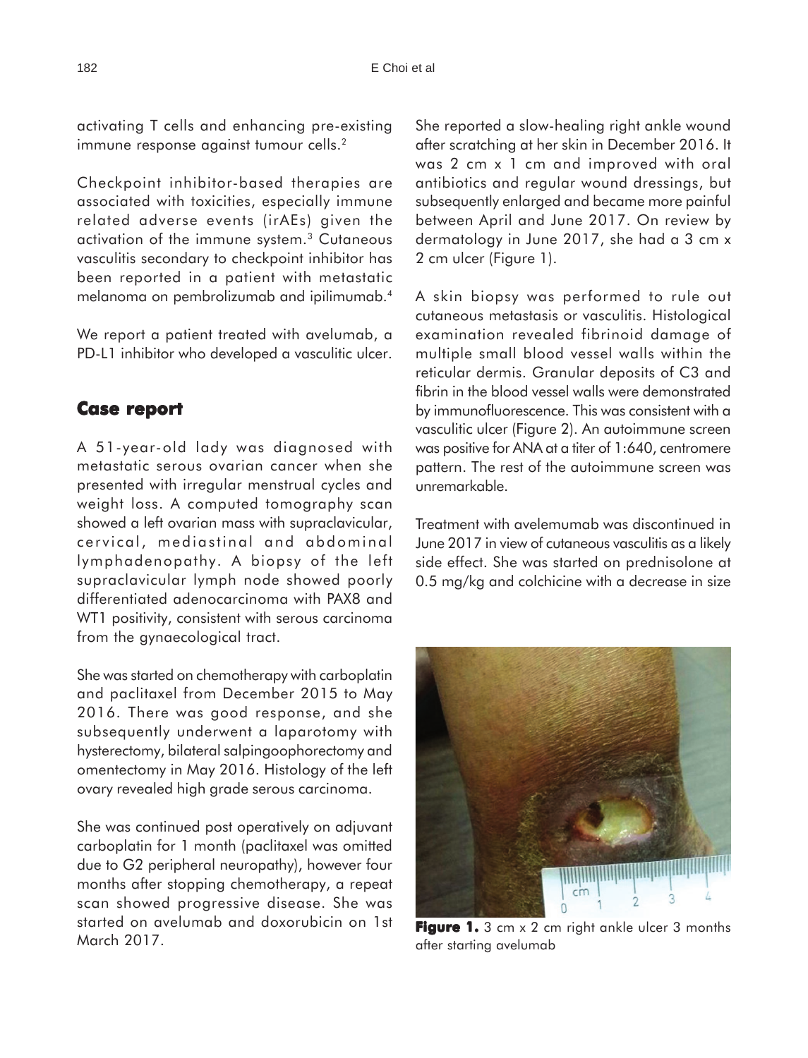activating T cells and enhancing pre-existing immune response against tumour cells.[2]

Checkpoint inhibitor-based therapies are associated with toxicities, especially immune related adverse events (irAEs) given the activation of the immune system.[3] Cutaneous vasculitis secondary to checkpoint inhibitor has been reported in a patient with metastatic melanoma on pembrolizumab and ipilimumab.[4]

We report a patient treated with avelumab, a PD-L1 inhibitor who developed a vasculitic ulcer.

## Case report

A 51-year-old lady was diagnosed with metastatic serous ovarian cancer when she presented with irregular menstrual cycles and weight loss. A computed tomography scan showed a left ovarian mass with supraclavicular, cervical, mediastinal and abdominal lymphadenopathy. A biopsy of the left supraclavicular lymph node showed poorly differentiated adenocarcinoma with PAX8 and WT1 positivity, consistent with serous carcinoma from the gynaecological tract.

She was started on chemotherapy with carboplatin and paclitaxel from December 2015 to May 2016. There was good response, and she subsequently underwent a laparotomy with hysterectomy, bilateral salpingoophorectomy and omentectomy in May 2016. Histology of the left ovary revealed high grade serous carcinoma.

She was continued post operatively on adjuvant carboplatin for 1 month (paclitaxel was omitted due to G2 peripheral neuropathy), however four months after stopping chemotherapy, a repeat scan showed progressive disease. She was started on avelumab and doxorubicin on 1st March 2017.

She reported a slow-healing right ankle wound after scratching at her skin in December 2016. It was 2 cm x 1 cm and improved with oral antibiotics and regular wound dressings, but subsequently enlarged and became more painful between April and June 2017. On review by dermatology in June 2017, she had a 3 cm x 2 cm ulcer (Figure 1).

A skin biopsy was performed to rule out cutaneous metastasis or vasculitis. Histological examination revealed fibrinoid damage of multiple small blood vessel walls within the reticular dermis. Granular deposits of C3 and fibrin in the blood vessel walls were demonstrated by immunofluorescence. This was consistent with a vasculitic ulcer (Figure 2). An autoimmune screen was positive for ANA at a titer of 1:640, centromere pattern. The rest of the autoimmune screen was unremarkable.

Treatment with avelemumab was discontinued in June 2017 in view of cutaneous vasculitis as a likely side effect. She was started on prednisolone at 0.5 mg/kg and colchicine with a decrease in size

**Figure 1.** 3 cm x 2 cm right ankle ulcer 3 months after starting avelumab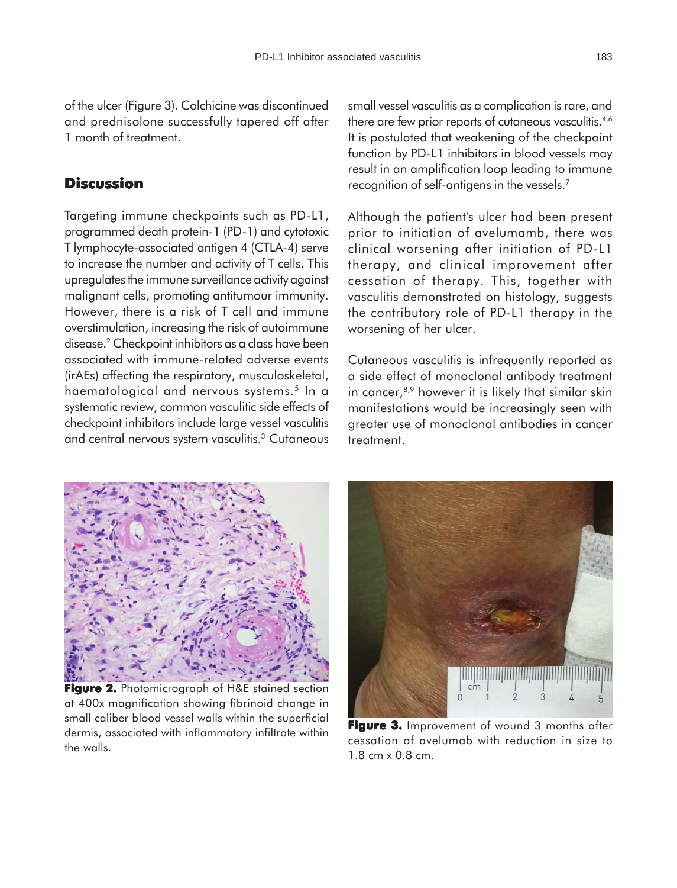of the ulcer (Figure 3). Colchicine was discontinued and prednisolone successfully tapered off after 1 month of treatment.

## Discussion

Targeting immune checkpoints such as PD-L1, programmed death protein-1 (PD-1) and cytotoxic T lymphocyte-associated antigen 4 (CTLA-4) serve to increase the number and activity of T cells. This upregulates the immune surveillance activity against malignant cells, promoting antitumour immunity. However, there is a risk of T cell and immune overstimulation, increasing the risk of autoimmune disease.[2] Checkpoint inhibitors as a class have been associated with immune-related adverse events (irAEs) affecting the respiratory, musculoskeletal, haematological and nervous systems.[5] In a systematic review, common vasculitic side effects of checkpoint inhibitors include large vessel vasculitis and central nervous system vasculitis.[3] Cutaneous small vessel vasculitis as a complication is rare, and there are few prior reports of cutaneous vasculitis.[4,6] It is postulated that weakening of the checkpoint function by PD-L1 inhibitors in blood vessels may result in an amplification loop leading to immune recognition of self-antigens in the vessels.[7]

Although the patient's ulcer had been present prior to initiation of avelumamb, there was clinical worsening after initiation of PD-L1 therapy, and clinical improvement after cessation of therapy. This, together with vasculitis demonstrated on histology, suggests the contributory role of PD-L1 therapy in the worsening of her ulcer.

Cutaneous vasculitis is infrequently reported as a side effect of monoclonal antibody treatment in cancer,[8,9] however it is likely that similar skin manifestations would be increasingly seen with greater use of monoclonal antibodies in cancer treatment.

**Figure 2.** Photomicrograph of H&E stained section at 400x magnification showing fibrinoid change in small caliber blood vessel walls within the superficial dermis, associated with inflammatory infiltrate within the walls.

**Figure 3.** Improvement of wound 3 months after cessation of avelumab with reduction in size to 1.8 cm x 0.8 cm.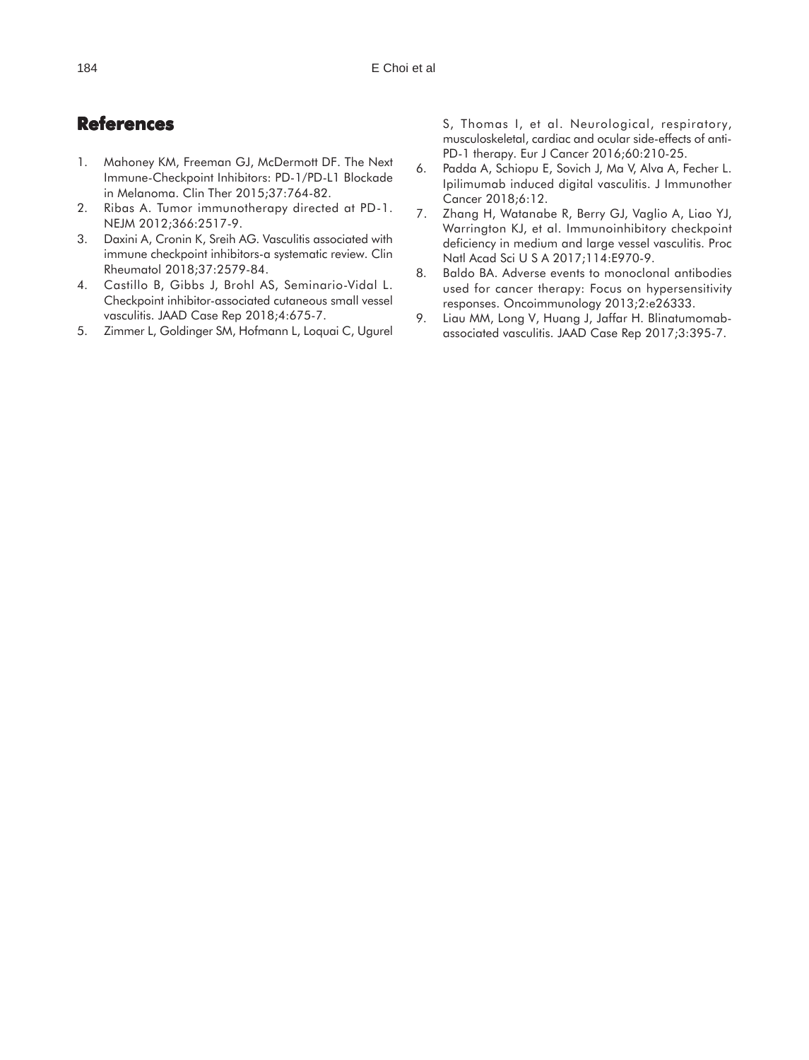## References

1. Mahoney KM, Freeman GJ, McDermott DF. The Next Immune-Checkpoint Inhibitors: PD-1/PD-L1 Blockade in Melanoma. Clin Ther 2015;37:764-82.
2. Ribas A. Tumor immunotherapy directed at PD-1. NEJM 2012;366:2517-9.
3. Daxini A, Cronin K, Sreih AG. Vasculitis associated with immune checkpoint inhibitors-a systematic review. Clin Rheumatol 2018;37:2579-84.
4. Castillo B, Gibbs J, Brohl AS, Seminario-Vidal L. Checkpoint inhibitor-associated cutaneous small vessel vasculitis. JAAD Case Rep 2018;4:675-7.
5. Zimmer L, Goldinger SM, Hofmann L, Loquai C, Ugurel S, Thomas I, et al. Neurological, respiratory, musculoskeletal, cardiac and ocular side-effects of anti-PD-1 therapy. Eur J Cancer 2016;60:210-25.
6. Padda A, Schiopu E, Sovich J, Ma V, Alva A, Fecher L. Ipilimumab induced digital vasculitis. J Immunother Cancer 2018;6:12.
7. Zhang H, Watanabe R, Berry GJ, Vaglio A, Liao YJ, Warrington KJ, et al. Immunoinhibitory checkpoint deficiency in medium and large vessel vasculitis. Proc Natl Acad Sci U S A 2017;114:E970-9.
8. Baldo BA. Adverse events to monoclonal antibodies used for cancer therapy: Focus on hypersensitivity responses. Oncoimmunology 2013;2:e26333.
9. Liau MM, Long V, Huang J, Jaffar H. Blinatumomab-associated vasculitis. JAAD Case Rep 2017;3:395-7.